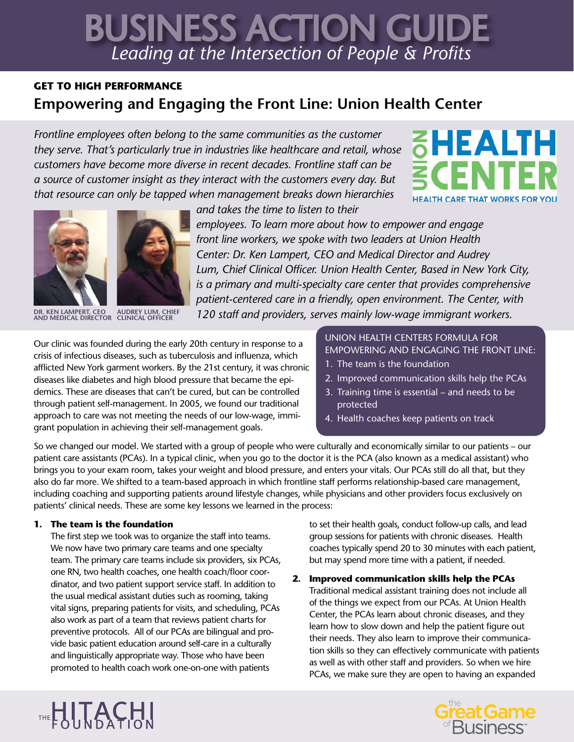# BUSINESS ACTION GUIDE

*Leading at the Intersection of People & Profits*

**GET TO HIGH PERFORMANCE**

## Empowering and Engaging the Front Line: Union Health Center

*Frontline employees often belong to the same communities as the customer they serve. That's particularly true in industries like healthcare and retail, whose customers have become more diverse in recent decades. Frontline staff can be a source of customer insight as they interact with the customers every day. But that resource can only be tapped when management breaks down hierarchies and takes the time to listen to their employees. To learn more about how to empower and engage front line workers, we spoke with two leaders at Union Health Center: Dr. Ken Lampert, CEO and Medical Director and Audrey Lum, Chief Clinical Officer. Union Health Center, Based in New York City, is a primary and multi-specialty care center that provides comprehensive patient-centered care in a friendly, open environment. The Center, with 120 staff and providers, serves mainly low-wage immigrant workers.*

UNION HEALTH CENTER — HEALTH CARE THAT WORKS FOR YOU

DR. KEN LAMPERT, CEO AND MEDICAL DIRECTOR

AUDREY LUM, CHIEF CLINICAL OFFICER

Our clinic was founded during the early 20th century in response to a crisis of infectious diseases, such as tuberculosis and influenza, which afflicted New York garment workers. By the 21st century, it was chronic diseases like diabetes and high blood pressure that became the epidemics. These are diseases that can't be cured, but can be controlled through patient self-management. In 2005, we found our traditional approach to care was not meeting the needs of our low-wage, immigrant population in achieving their self-management goals.

UNION HEALTH CENTERS FORMULA FOR EMPOWERING AND ENGAGING THE FRONT LINE:

1. The team is the foundation
2. Improved communication skills help the PCAs
3. Training time is essential – and needs to be protected
4. Health coaches keep patients on track

So we changed our model. We started with a group of people who were culturally and economically similar to our patients – our patient care assistants (PCAs). In a typical clinic, when you go to the doctor it is the PCA (also known as a medical assistant) who brings you to your exam room, takes your weight and blood pressure, and enters your vitals. Our PCAs still do all that, but they also do far more. We shifted to a team-based approach in which frontline staff performs relationship-based care management, including coaching and supporting patients around lifestyle changes, while physicians and other providers focus exclusively on patients' clinical needs. These are some key lessons we learned in the process:

1. **The team is the foundation**
   The first step we took was to organize the staff into teams. We now have two primary care teams and one specialty team. The primary care teams include six providers, six PCAs, one RN, two health coaches, one health coach/floor coordinator, and two patient support service staff. In addition to the usual medical assistant duties such as rooming, taking vital signs, preparing patients for visits, and scheduling, PCAs also work as part of a team that reviews patient charts for preventive protocols. All of our PCAs are bilingual and provide basic patient education around self-care in a culturally and linguistically appropriate way. Those who have been promoted to health coach work one-on-one with patients to set their health goals, conduct follow-up calls, and lead group sessions for patients with chronic diseases. Health coaches typically spend 20 to 30 minutes with each patient, but may spend more time with a patient, if needed.

2. **Improved communication skills help the PCAs**
   Traditional medical assistant training does not include all of the things we expect from our PCAs. At Union Health Center, the PCAs learn about chronic diseases, and they learn how to slow down and help the patient figure out their needs. They also learn to improve their communication skills so they can effectively communicate with patients as well as with other staff and providers. So when we hire PCAs, we make sure they are open to having an expanded

THE HITACHI FOUNDATION

the Great Game of Business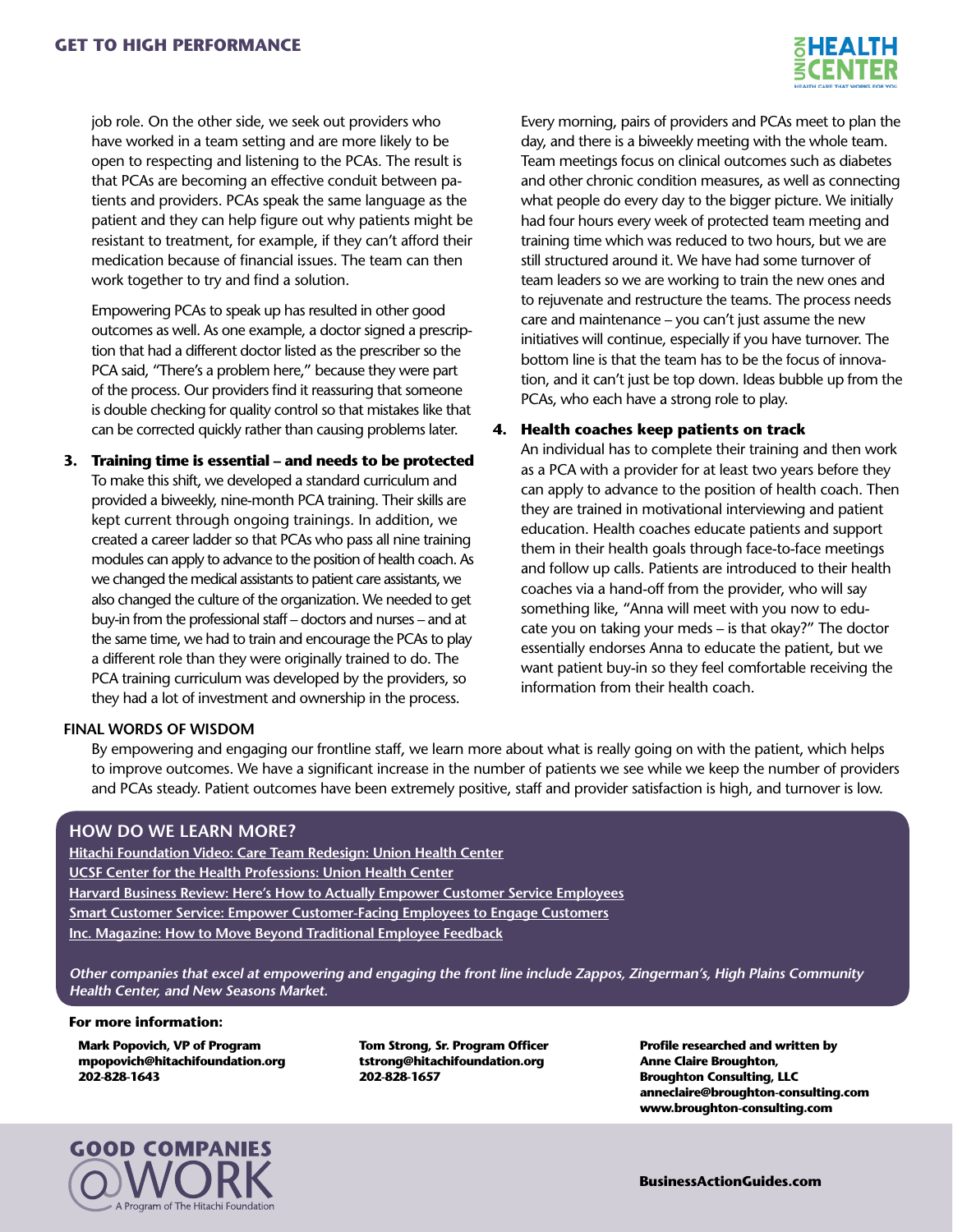job role. On the other side, we seek out providers who have worked in a team setting and are more likely to be open to respecting and listening to the PCAs. The result is that PCAs are becoming an effective conduit between patients and providers. PCAs speak the same language as the patient and they can help figure out why patients might be resistant to treatment, for example, if they can't afford their medication because of financial issues. The team can then work together to try and find a solution.

Empowering PCAs to speak up has resulted in other good outcomes as well. As one example, a doctor signed a prescription that had a different doctor listed as the prescriber so the PCA said, "There's a problem here," because they were part of the process. Our providers find it reassuring that someone is double checking for quality control so that mistakes like that can be corrected quickly rather than causing problems later.

3. **Training time is essential – and needs to be protected**
   To make this shift, we developed a standard curriculum and provided a biweekly, nine-month PCA training. Their skills are kept current through ongoing trainings. In addition, we created a career ladder so that PCAs who pass all nine training modules can apply to advance to the position of health coach. As we changed the medical assistants to patient care assistants, we also changed the culture of the organization. We needed to get buy-in from the professional staff – doctors and nurses – and at the same time, we had to train and encourage the PCAs to play a different role than they were originally trained to do. The PCA training curriculum was developed by the providers, so they had a lot of investment and ownership in the process.

   Every morning, pairs of providers and PCAs meet to plan the day, and there is a biweekly meeting with the whole team. Team meetings focus on clinical outcomes such as diabetes and other chronic condition measures, as well as connecting what people do every day to the bigger picture. We initially had four hours every week of protected team meeting and training time which was reduced to two hours, but we are still structured around it. We have had some turnover of team leaders so we are working to train the new ones and to rejuvenate and restructure the teams. The process needs care and maintenance – you can't just assume the new initiatives will continue, especially if you have turnover. The bottom line is that the team has to be the focus of innovation, and it can't just be top down. Ideas bubble up from the PCAs, who each have a strong role to play.

4. **Health coaches keep patients on track**
   An individual has to complete their training and then work as a PCA with a provider for at least two years before they can apply to advance to the position of health coach. Then they are trained in motivational interviewing and patient education. Health coaches educate patients and support them in their health goals through face-to-face meetings and follow up calls. Patients are introduced to their health coaches via a hand-off from the provider, who will say something like, "Anna will meet with you now to educate you on taking your meds – is that okay?" The doctor essentially endorses Anna to educate the patient, but we want patient buy-in so they feel comfortable receiving the information from their health coach.

## FINAL WORDS OF WISDOM

By empowering and engaging our frontline staff, we learn more about what is really going on with the patient, which helps to improve outcomes. We have a significant increase in the number of patients we see while we keep the number of providers and PCAs steady. Patient outcomes have been extremely positive, staff and provider satisfaction is high, and turnover is low.

## HOW DO WE LEARN MORE?

Hitachi Foundation Video: Care Team Redesign: Union Health Center
UCSF Center for the Health Professions: Union Health Center
Harvard Business Review: Here's How to Actually Empower Customer Service Employees
Smart Customer Service: Empower Customer-Facing Employees to Engage Customers
Inc. Magazine: How to Move Beyond Traditional Employee Feedback

*Other companies that excel at empowering and engaging the front line include Zappos, Zingerman's, High Plains Community Health Center, and New Seasons Market.*

**For more information:**

**Mark Popovich, VP of Program**
**mpopovich@hitachifoundation.org**
**202-828-1643**

**Tom Strong, Sr. Program Officer**
**tstrong@hitachifoundation.org**
**202-828-1657**

**Profile researched and written by**
**Anne Claire Broughton,**
**Broughton Consulting, LLC**
**anneclaire@broughton-consulting.com**
**www.broughton-consulting.com**

GOOD COMPANIES @WORK
A Program of The Hitachi Foundation

**BusinessActionGuides.com**